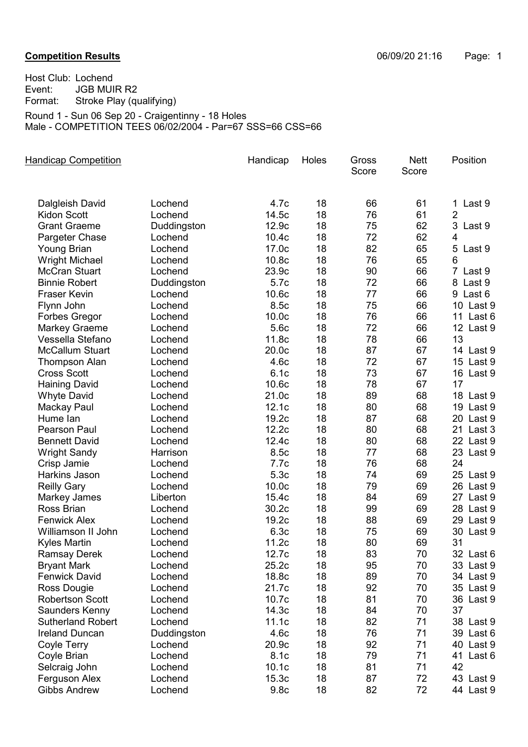**Competition Results** 06/09/20 21:16

Host Club: Lochend
Event: JGB MUIR R2
Format: Stroke Play (qualifying)

Round 1 - Sun 06 Sep 20 - Craigentinny - 18 Holes
Male - COMPETITION TEES 06/02/2004 - Par=67 SSS=66 CSS=66

**Handicap Competition**

| Name | Club | Handicap | Holes | Gross Score | Nett Score | Position |
|---|---|---|---|---|---|---|
| Dalgleish David | Lochend | 4.7c | 18 | 66 | 61 | 1 Last 9 |
| Kidon Scott | Lochend | 14.5c | 18 | 76 | 61 | 2 |
| Grant Graeme | Duddingston | 12.9c | 18 | 75 | 62 | 3 Last 9 |
| Pargeter Chase | Lochend | 10.4c | 18 | 72 | 62 | 4 |
| Young Brian | Lochend | 17.0c | 18 | 82 | 65 | 5 Last 9 |
| Wright Michael | Lochend | 10.8c | 18 | 76 | 65 | 6 |
| McCran Stuart | Lochend | 23.9c | 18 | 90 | 66 | 7 Last 9 |
| Binnie Robert | Duddingston | 5.7c | 18 | 72 | 66 | 8 Last 9 |
| Fraser Kevin | Lochend | 10.6c | 18 | 77 | 66 | 9 Last 6 |
| Flynn John | Lochend | 8.5c | 18 | 75 | 66 | 10 Last 9 |
| Forbes Gregor | Lochend | 10.0c | 18 | 76 | 66 | 11 Last 6 |
| Markey Graeme | Lochend | 5.6c | 18 | 72 | 66 | 12 Last 9 |
| Vessella Stefano | Lochend | 11.8c | 18 | 78 | 66 | 13 |
| McCallum Stuart | Lochend | 20.0c | 18 | 87 | 67 | 14 Last 9 |
| Thompson Alan | Lochend | 4.6c | 18 | 72 | 67 | 15 Last 9 |
| Cross Scott | Lochend | 6.1c | 18 | 73 | 67 | 16 Last 9 |
| Haining David | Lochend | 10.6c | 18 | 78 | 67 | 17 |
| Whyte David | Lochend | 21.0c | 18 | 89 | 68 | 18 Last 9 |
| Mackay Paul | Lochend | 12.1c | 18 | 80 | 68 | 19 Last 9 |
| Hume Ian | Lochend | 19.2c | 18 | 87 | 68 | 20 Last 9 |
| Pearson Paul | Lochend | 12.2c | 18 | 80 | 68 | 21 Last 3 |
| Bennett David | Lochend | 12.4c | 18 | 80 | 68 | 22 Last 9 |
| Wright Sandy | Harrison | 8.5c | 18 | 77 | 68 | 23 Last 9 |
| Crisp Jamie | Lochend | 7.7c | 18 | 76 | 68 | 24 |
| Harkins Jason | Lochend | 5.3c | 18 | 74 | 69 | 25 Last 9 |
| Reilly Gary | Lochend | 10.0c | 18 | 79 | 69 | 26 Last 9 |
| Markey James | Liberton | 15.4c | 18 | 84 | 69 | 27 Last 9 |
| Ross Brian | Lochend | 30.2c | 18 | 99 | 69 | 28 Last 9 |
| Fenwick Alex | Lochend | 19.2c | 18 | 88 | 69 | 29 Last 9 |
| Williamson II John | Lochend | 6.3c | 18 | 75 | 69 | 30 Last 9 |
| Kyles Martin | Lochend | 11.2c | 18 | 80 | 69 | 31 |
| Ramsay Derek | Lochend | 12.7c | 18 | 83 | 70 | 32 Last 6 |
| Bryant Mark | Lochend | 25.2c | 18 | 95 | 70 | 33 Last 9 |
| Fenwick David | Lochend | 18.8c | 18 | 89 | 70 | 34 Last 9 |
| Ross Dougie | Lochend | 21.7c | 18 | 92 | 70 | 35 Last 9 |
| Robertson Scott | Lochend | 10.7c | 18 | 81 | 70 | 36 Last 9 |
| Saunders Kenny | Lochend | 14.3c | 18 | 84 | 70 | 37 |
| Sutherland Robert | Lochend | 11.1c | 18 | 82 | 71 | 38 Last 9 |
| Ireland Duncan | Duddingston | 4.6c | 18 | 76 | 71 | 39 Last 6 |
| Coyle Terry | Lochend | 20.9c | 18 | 92 | 71 | 40 Last 9 |
| Coyle Brian | Lochend | 8.1c | 18 | 79 | 71 | 41 Last 6 |
| Selcraig John | Lochend | 10.1c | 18 | 81 | 71 | 42 |
| Ferguson Alex | Lochend | 15.3c | 18 | 87 | 72 | 43 Last 9 |
| Gibbs Andrew | Lochend | 9.8c | 18 | 82 | 72 | 44 Last 9 |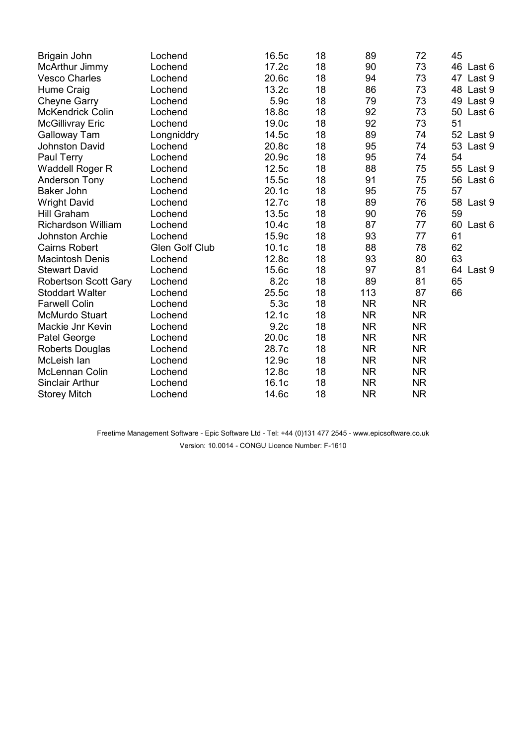| | | | | | | | |
|---|---|---|---|---|---|---|---|
| Brigain John | Lochend | 16.5c | 18 | 89 | 72 | 45 | |
| McArthur Jimmy | Lochend | 17.2c | 18 | 90 | 73 | 46 | Last 6 |
| Vesco Charles | Lochend | 20.6c | 18 | 94 | 73 | 47 | Last 9 |
| Hume Craig | Lochend | 13.2c | 18 | 86 | 73 | 48 | Last 9 |
| Cheyne Garry | Lochend | 5.9c | 18 | 79 | 73 | 49 | Last 9 |
| McKendrick Colin | Lochend | 18.8c | 18 | 92 | 73 | 50 | Last 6 |
| McGillivray Eric | Lochend | 19.0c | 18 | 92 | 73 | 51 | |
| Galloway Tam | Longniddry | 14.5c | 18 | 89 | 74 | 52 | Last 9 |
| Johnston David | Lochend | 20.8c | 18 | 95 | 74 | 53 | Last 9 |
| Paul Terry | Lochend | 20.9c | 18 | 95 | 74 | 54 | |
| Waddell Roger R | Lochend | 12.5c | 18 | 88 | 75 | 55 | Last 9 |
| Anderson Tony | Lochend | 15.5c | 18 | 91 | 75 | 56 | Last 6 |
| Baker John | Lochend | 20.1c | 18 | 95 | 75 | 57 | |
| Wright David | Lochend | 12.7c | 18 | 89 | 76 | 58 | Last 9 |
| Hill Graham | Lochend | 13.5c | 18 | 90 | 76 | 59 | |
| Richardson William | Lochend | 10.4c | 18 | 87 | 77 | 60 | Last 6 |
| Johnston Archie | Lochend | 15.9c | 18 | 93 | 77 | 61 | |
| Cairns Robert | Glen Golf Club | 10.1c | 18 | 88 | 78 | 62 | |
| Macintosh Denis | Lochend | 12.8c | 18 | 93 | 80 | 63 | |
| Stewart David | Lochend | 15.6c | 18 | 97 | 81 | 64 | Last 9 |
| Robertson Scott Gary | Lochend | 8.2c | 18 | 89 | 81 | 65 | |
| Stoddart Walter | Lochend | 25.5c | 18 | 113 | 87 | 66 | |
| Farwell Colin | Lochend | 5.3c | 18 | NR | NR | | |
| McMurdo Stuart | Lochend | 12.1c | 18 | NR | NR | | |
| Mackie Jnr Kevin | Lochend | 9.2c | 18 | NR | NR | | |
| Patel George | Lochend | 20.0c | 18 | NR | NR | | |
| Roberts Douglas | Lochend | 28.7c | 18 | NR | NR | | |
| McLeish Ian | Lochend | 12.9c | 18 | NR | NR | | |
| McLennan Colin | Lochend | 12.8c | 18 | NR | NR | | |
| Sinclair Arthur | Lochend | 16.1c | 18 | NR | NR | | |
| Storey Mitch | Lochend | 14.6c | 18 | NR | NR | | |

Freetime Management Software - Epic Software Ltd - Tel: +44 (0)131 477 2545 - www.epicsoftware.co.uk

Version: 10.0014 - CONGU Licence Number: F-1610